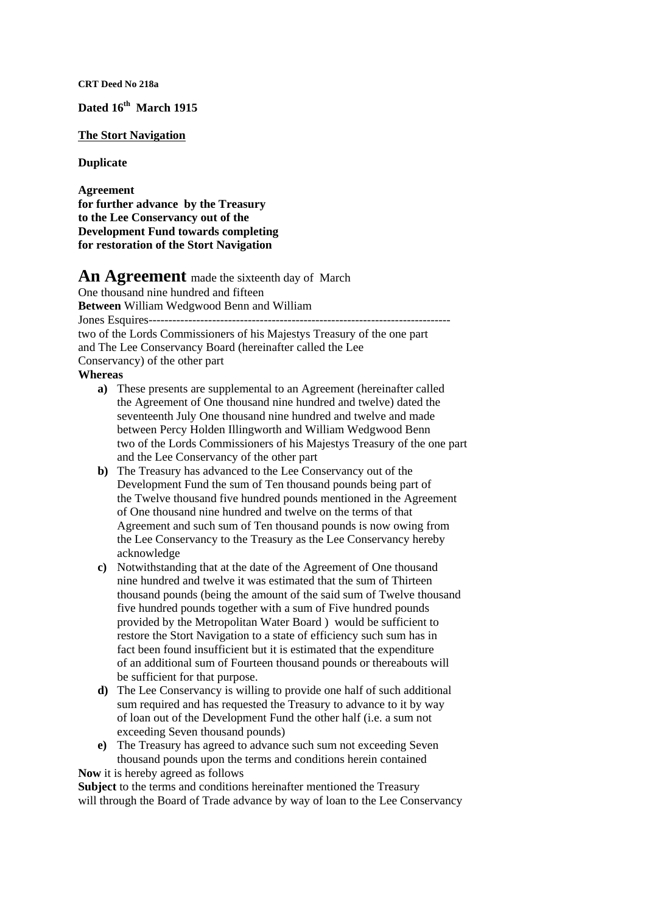**CRT Deed No 218a**

**Dated 16th March 1915**

**<u>The Stort Navigation</u>**

**Duplicate**

**Agreement**
**for further advance by the Treasury**
**to the Lee Conservancy out of the**
**Development Fund towards completing**
**for restoration of the Stort Navigation**

**An Agreement** made the sixteenth day of March One thousand nine hundred and fifteen **Between** William Wedgwood Benn and William Jones Esquires------------------------------------------------------------------------------ two of the Lords Commissioners of his Majestys Treasury of the one part and The Lee Conservancy Board (hereinafter called the Lee Conservancy) of the other part

**Whereas**

- **a)** These presents are supplemental to an Agreement (hereinafter called the Agreement of One thousand nine hundred and twelve) dated the seventeenth July One thousand nine hundred and twelve and made between Percy Holden Illingworth and William Wedgwood Benn two of the Lords Commissioners of his Majestys Treasury of the one part and the Lee Conservancy of the other part
- **b)** The Treasury has advanced to the Lee Conservancy out of the Development Fund the sum of Ten thousand pounds being part of the Twelve thousand five hundred pounds mentioned in the Agreement of One thousand nine hundred and twelve on the terms of that Agreement and such sum of Ten thousand pounds is now owing from the Lee Conservancy to the Treasury as the Lee Conservancy hereby acknowledge
- **c)** Notwithstanding that at the date of the Agreement of One thousand nine hundred and twelve it was estimated that the sum of Thirteen thousand pounds (being the amount of the said sum of Twelve thousand five hundred pounds together with a sum of Five hundred pounds provided by the Metropolitan Water Board ) would be sufficient to restore the Stort Navigation to a state of efficiency such sum has in fact been found insufficient but it is estimated that the expenditure of an additional sum of Fourteen thousand pounds or thereabouts will be sufficient for that purpose.
- **d)** The Lee Conservancy is willing to provide one half of such additional sum required and has requested the Treasury to advance to it by way of loan out of the Development Fund the other half (i.e. a sum not exceeding Seven thousand pounds)
- **e)** The Treasury has agreed to advance such sum not exceeding Seven thousand pounds upon the terms and conditions herein contained

**Now** it is hereby agreed as follows

**Subject** to the terms and conditions hereinafter mentioned the Treasury will through the Board of Trade advance by way of loan to the Lee Conservancy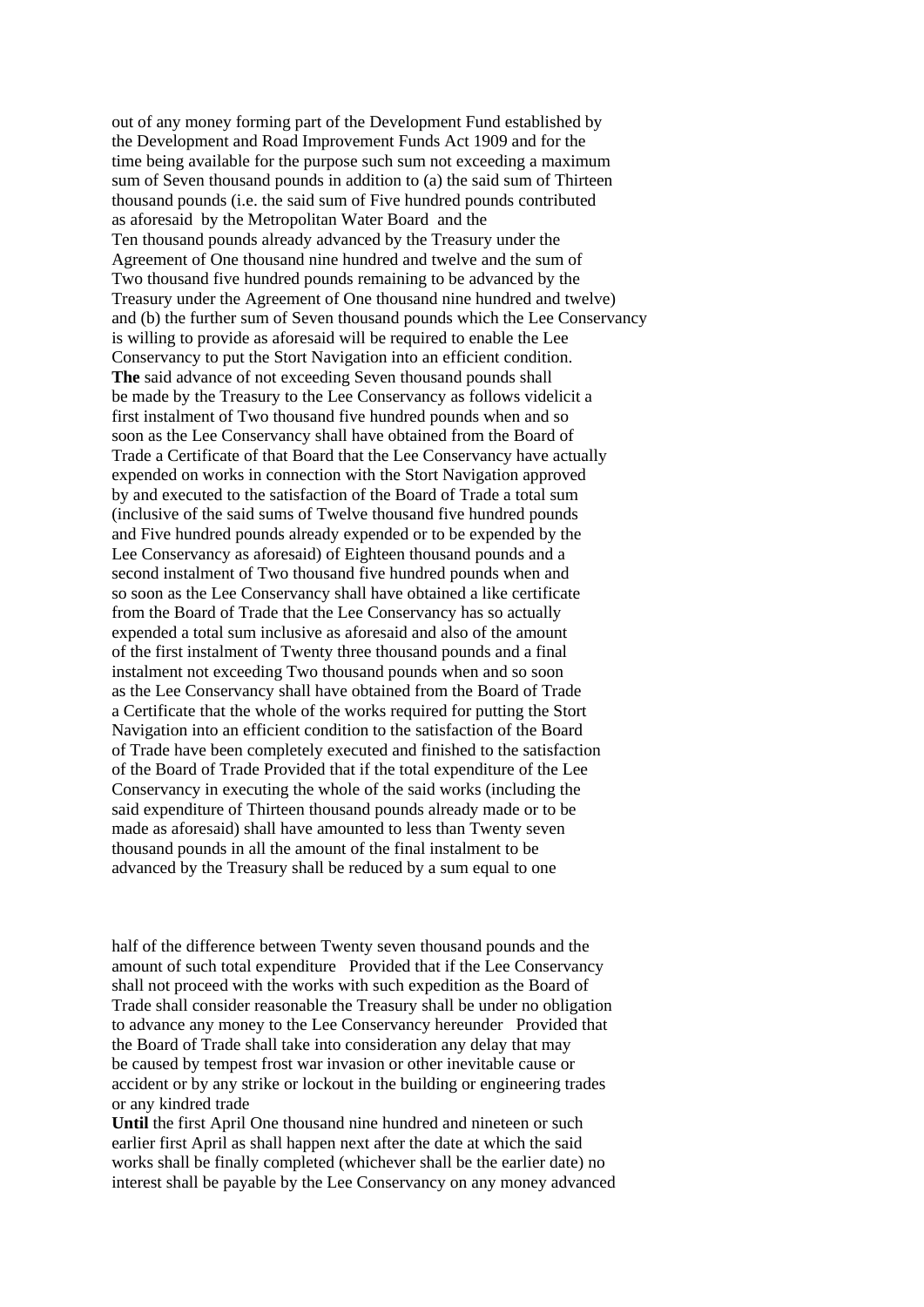out of any money forming part of the Development Fund established by the Development and Road Improvement Funds Act 1909 and for the time being available for the purpose such sum not exceeding a maximum sum of Seven thousand pounds in addition to (a) the said sum of Thirteen thousand pounds (i.e. the said sum of Five hundred pounds contributed as aforesaid by the Metropolitan Water Board and the Ten thousand pounds already advanced by the Treasury under the Agreement of One thousand nine hundred and twelve and the sum of Two thousand five hundred pounds remaining to be advanced by the Treasury under the Agreement of One thousand nine hundred and twelve) and (b) the further sum of Seven thousand pounds which the Lee Conservancy is willing to provide as aforesaid will be required to enable the Lee Conservancy to put the Stort Navigation into an efficient condition.

**The** said advance of not exceeding Seven thousand pounds shall be made by the Treasury to the Lee Conservancy as follows videlicit a first instalment of Two thousand five hundred pounds when and so soon as the Lee Conservancy shall have obtained from the Board of Trade a Certificate of that Board that the Lee Conservancy have actually expended on works in connection with the Stort Navigation approved by and executed to the satisfaction of the Board of Trade a total sum (inclusive of the said sums of Twelve thousand five hundred pounds and Five hundred pounds already expended or to be expended by the Lee Conservancy as aforesaid) of Eighteen thousand pounds and a second instalment of Two thousand five hundred pounds when and so soon as the Lee Conservancy shall have obtained a like certificate from the Board of Trade that the Lee Conservancy has so actually expended a total sum inclusive as aforesaid and also of the amount of the first instalment of Twenty three thousand pounds and a final instalment not exceeding Two thousand pounds when and so soon as the Lee Conservancy shall have obtained from the Board of Trade a Certificate that the whole of the works required for putting the Stort Navigation into an efficient condition to the satisfaction of the Board of Trade have been completely executed and finished to the satisfaction of the Board of Trade Provided that if the total expenditure of the Lee Conservancy in executing the whole of the said works (including the said expenditure of Thirteen thousand pounds already made or to be made as aforesaid) shall have amounted to less than Twenty seven thousand pounds in all the amount of the final instalment to be advanced by the Treasury shall be reduced by a sum equal to one half of the difference between Twenty seven thousand pounds and the amount of such total expenditure Provided that if the Lee Conservancy shall not proceed with the works with such expedition as the Board of Trade shall consider reasonable the Treasury shall be under no obligation to advance any money to the Lee Conservancy hereunder Provided that the Board of Trade shall take into consideration any delay that may be caused by tempest frost war invasion or other inevitable cause or accident or by any strike or lockout in the building or engineering trades or any kindred trade

**Until** the first April One thousand nine hundred and nineteen or such earlier first April as shall happen next after the date at which the said works shall be finally completed (whichever shall be the earlier date) no interest shall be payable by the Lee Conservancy on any money advanced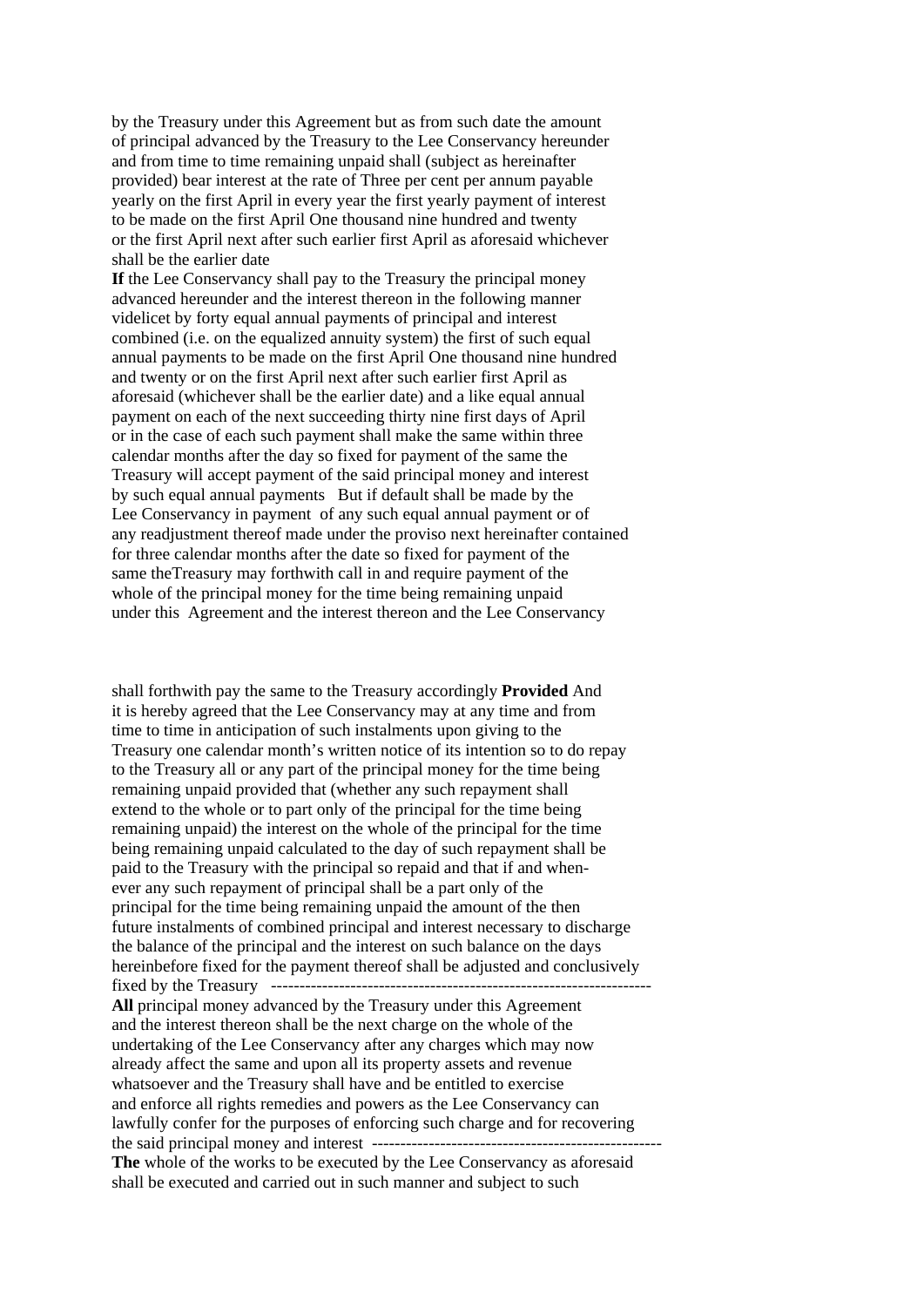by the Treasury under this Agreement but as from such date the amount of principal advanced by the Treasury to the Lee Conservancy hereunder and from time to time remaining unpaid shall (subject as hereinafter provided) bear interest at the rate of Three per cent per annum payable yearly on the first April in every year the first yearly payment of interest to be made on the first April One thousand nine hundred and twenty or the first April next after such earlier first April as aforesaid whichever shall be the earlier date

**If** the Lee Conservancy shall pay to the Treasury the principal money advanced hereunder and the interest thereon in the following manner videlicet by forty equal annual payments of principal and interest combined (i.e. on the equalized annuity system) the first of such equal annual payments to be made on the first April One thousand nine hundred and twenty or on the first April next after such earlier first April as aforesaid (whichever shall be the earlier date) and a like equal annual payment on each of the next succeeding thirty nine first days of April or in the case of each such payment shall make the same within three calendar months after the day so fixed for payment of the same the Treasury will accept payment of the said principal money and interest by such equal annual payments But if default shall be made by the Lee Conservancy in payment of any such equal annual payment or of any readjustment thereof made under the proviso next hereinafter contained for three calendar months after the date so fixed for payment of the same theTreasury may forthwith call in and require payment of the whole of the principal money for the time being remaining unpaid under this Agreement and the interest thereon and the Lee Conservancy shall forthwith pay the same to the Treasury accordingly **Provided** And it is hereby agreed that the Lee Conservancy may at any time and from time to time in anticipation of such instalments upon giving to the Treasury one calendar month's written notice of its intention so to do repay to the Treasury all or any part of the principal money for the time being remaining unpaid provided that (whether any such repayment shall extend to the whole or to part only of the principal for the time being remaining unpaid) the interest on the whole of the principal for the time being remaining unpaid calculated to the day of such repayment shall be paid to the Treasury with the principal so repaid and that if and whenever any such repayment of principal shall be a part only of the principal for the time being remaining unpaid the amount of the then future instalments of combined principal and interest necessary to discharge the balance of the principal and the interest on such balance on the days hereinbefore fixed for the payment thereof shall be adjusted and conclusively fixed by the Treasury -------------------------------------------------------------------

**All** principal money advanced by the Treasury under this Agreement and the interest thereon shall be the next charge on the whole of the undertaking of the Lee Conservancy after any charges which may now already affect the same and upon all its property assets and revenue whatsoever and the Treasury shall have and be entitled to exercise and enforce all rights remedies and powers as the Lee Conservancy can lawfully confer for the purposes of enforcing such charge and for recovering the said principal money and interest ---------------------------------------------------

**The** whole of the works to be executed by the Lee Conservancy as aforesaid shall be executed and carried out in such manner and subject to such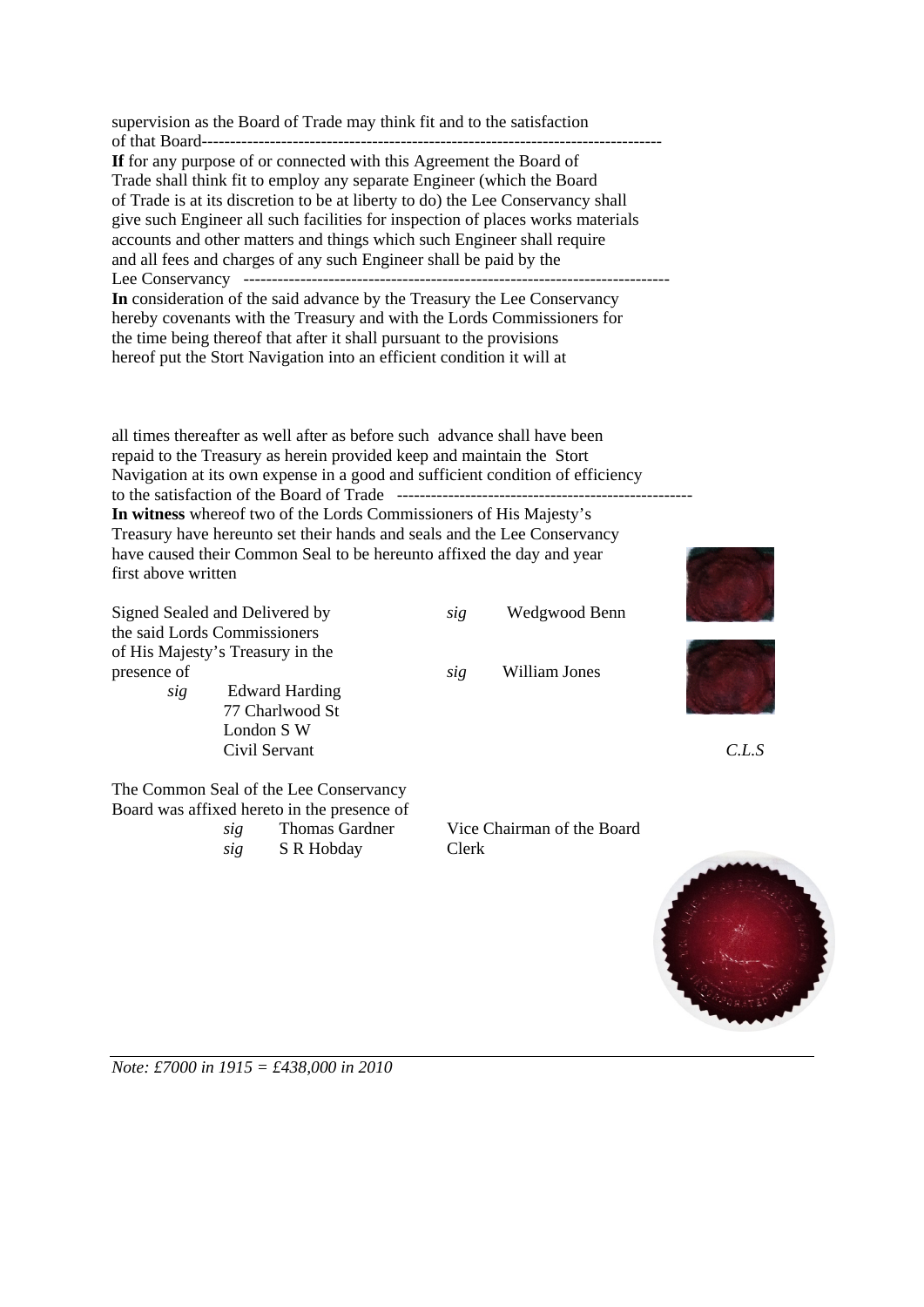supervision as the Board of Trade may think fit and to the satisfaction of that Board-----------------------------------------------------------------------------------

**If** for any purpose of or connected with this Agreement the Board of Trade shall think fit to employ any separate Engineer (which the Board of Trade is at its discretion to be at liberty to do) the Lee Conservancy shall give such Engineer all such facilities for inspection of places works materials accounts and other matters and things which such Engineer shall require and all fees and charges of any such Engineer shall be paid by the Lee Conservancy ---------------------------------------------------------------------------

**In** consideration of the said advance by the Treasury the Lee Conservancy hereby covenants with the Treasury and with the Lords Commissioners for the time being thereof that after it shall pursuant to the provisions hereof put the Stort Navigation into an efficient condition it will at

all times thereafter as well after as before such advance shall have been repaid to the Treasury as herein provided keep and maintain the Stort Navigation at its own expense in a good and sufficient condition of efficiency to the satisfaction of the Board of Trade ----------------------------------------------------

**In witness** whereof two of the Lords Commissioners of His Majesty's Treasury have hereunto set their hands and seals and the Lee Conservancy have caused their Common Seal to be hereunto affixed the day and year first above written

Signed Sealed and Delivered by the said Lords Commissioners of His Majesty's Treasury in the presence of

*sig* Edward Harding
77 Charlwood St
London S W
Civil Servant

*sig* Wedgwood Benn

*sig* William Jones

*C.L.S*

The Common Seal of the Lee Conservancy Board was affixed hereto in the presence of

*sig* Thomas Gardner — Vice Chairman of the Board
*sig* S R Hobday — Clerk

*Note: £7000 in 1915 = £438,000 in 2010*